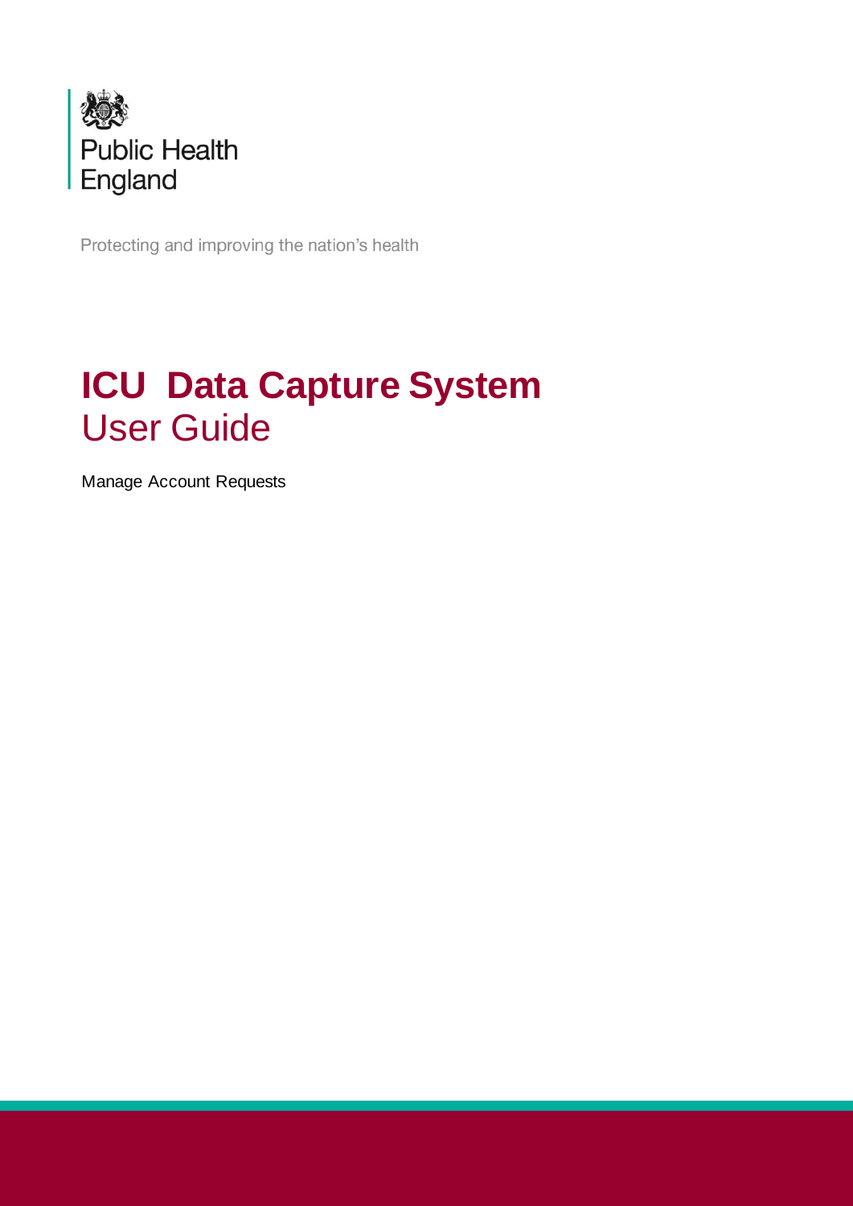Public Health England

Protecting and improving the nation's health

# ICU Data Capture System

## User Guide

Manage Account Requests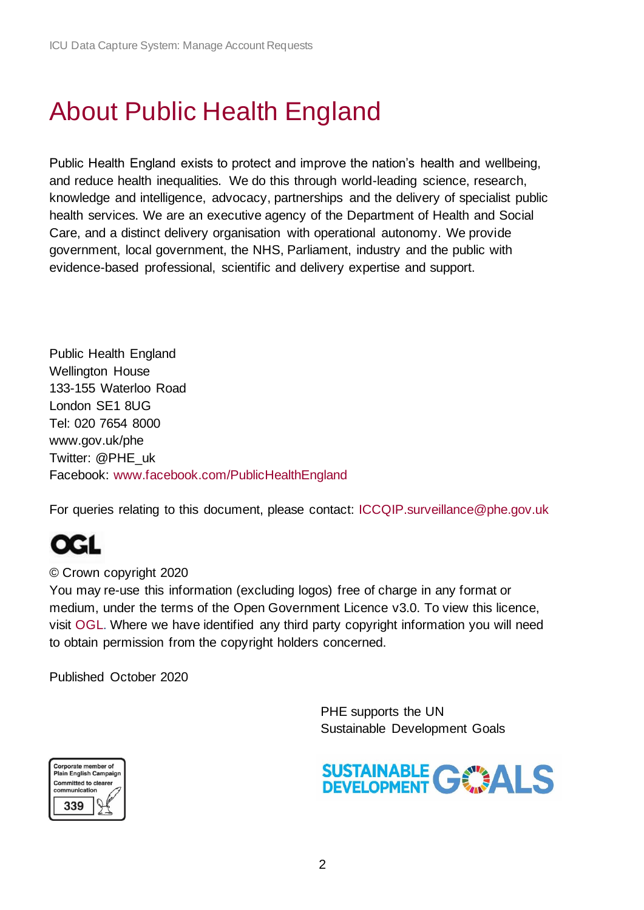# About Public Health England

Public Health England exists to protect and improve the nation's health and wellbeing, and reduce health inequalities. We do this through world-leading science, research, knowledge and intelligence, advocacy, partnerships and the delivery of specialist public health services. We are an executive agency of the Department of Health and Social Care, and a distinct delivery organisation with operational autonomy. We provide government, local government, the NHS, Parliament, industry and the public with evidence-based professional, scientific and delivery expertise and support.

Public Health England
Wellington House
133-155 Waterloo Road
London SE1 8UG
Tel: 020 7654 8000
www.gov.uk/phe
Twitter: @PHE_uk
Facebook: www.facebook.com/PublicHealthEngland

For queries relating to this document, please contact: ICCQIP.surveillance@phe.gov.uk

© Crown copyright 2020
You may re-use this information (excluding logos) free of charge in any format or medium, under the terms of the Open Government Licence v3.0. To view this licence, visit OGL. Where we have identified any third party copyright information you will need to obtain permission from the copyright holders concerned.

Published October 2020

PHE supports the UN Sustainable Development Goals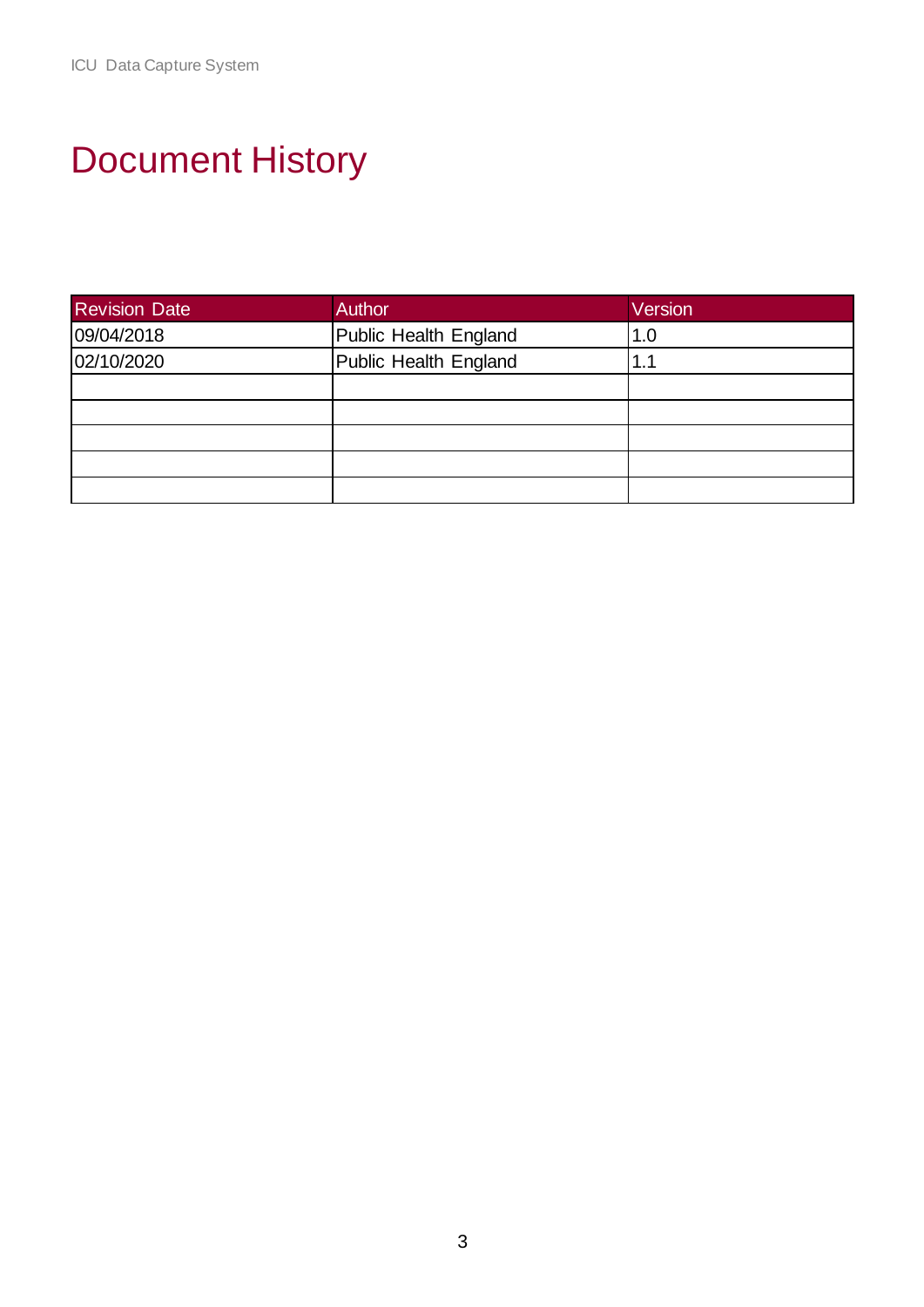# Document History

| Revision Date | Author | Version |
|---|---|---|
| 09/04/2018 | Public Health England | 1.0 |
| 02/10/2020 | Public Health England | 1.1 |
| | | |
| | | |
| | | |
| | | |
| | | |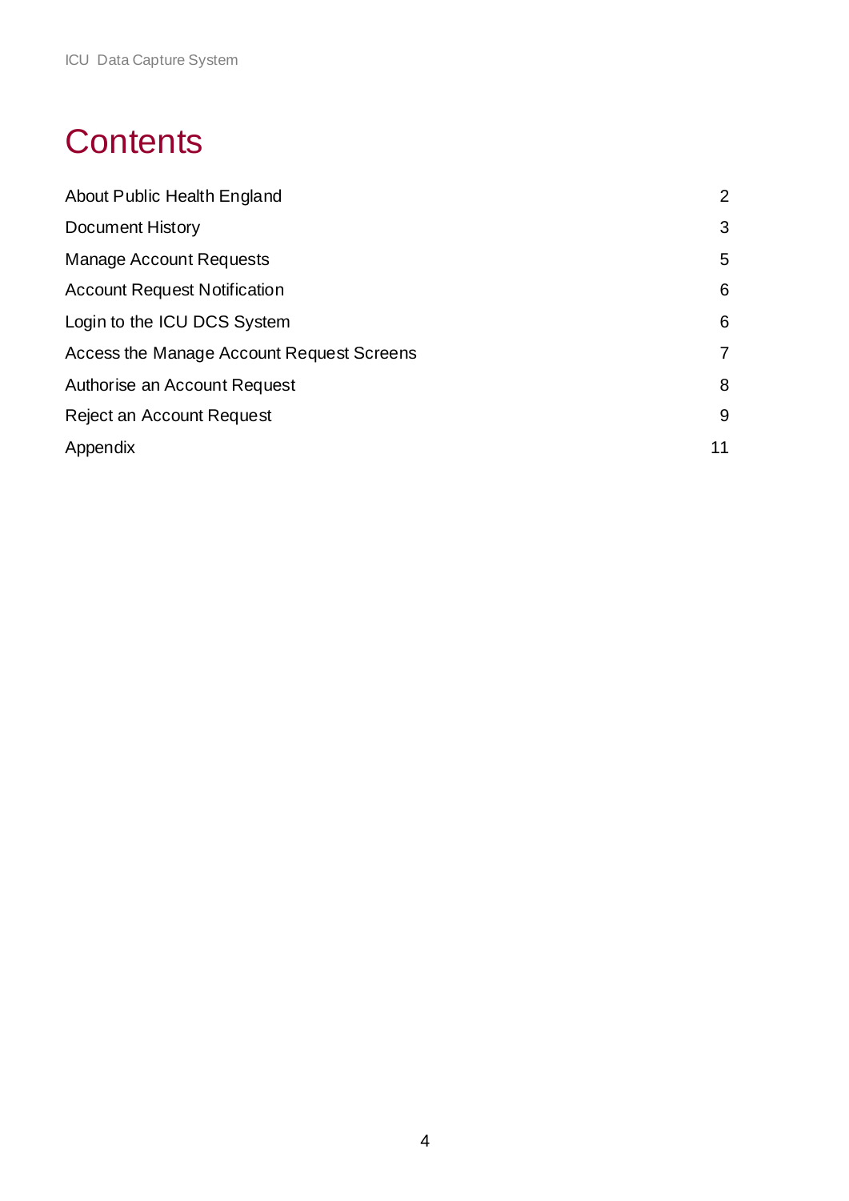# Contents

| | |
|---|---|
| About Public Health England | 2 |
| Document History | 3 |
| Manage Account Requests | 5 |
| Account Request Notification | 6 |
| Login to the ICU DCS System | 6 |
| Access the Manage Account Request Screens | 7 |
| Authorise an Account Request | 8 |
| Reject an Account Request | 9 |
| Appendix | 11 |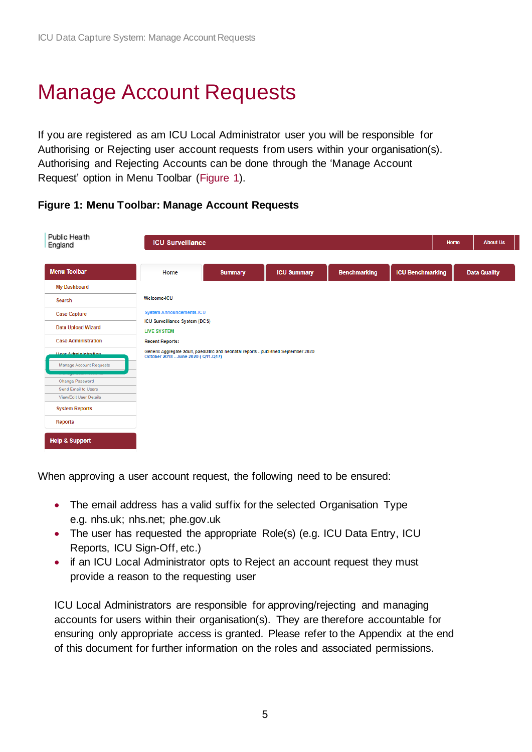# Manage Account Requests

If you are registered as am ICU Local Administrator user you will be responsible for Authorising or Rejecting user account requests from users within your organisation(s). Authorising and Rejecting Accounts can be done through the 'Manage Account Request' option in Menu Toolbar (Figure 1).

**Figure 1: Menu Toolbar: Manage Account Requests**

When approving a user account request, the following need to be ensured:

- The email address has a valid suffix for the selected Organisation Type e.g. nhs.uk; nhs.net; phe.gov.uk
- The user has requested the appropriate Role(s) (e.g. ICU Data Entry, ICU Reports, ICU Sign-Off, etc.)
- if an ICU Local Administrator opts to Reject an account request they must provide a reason to the requesting user

ICU Local Administrators are responsible for approving/rejecting and managing accounts for users within their organisation(s). They are therefore accountable for ensuring only appropriate access is granted. Please refer to the Appendix at the end of this document for further information on the roles and associated permissions.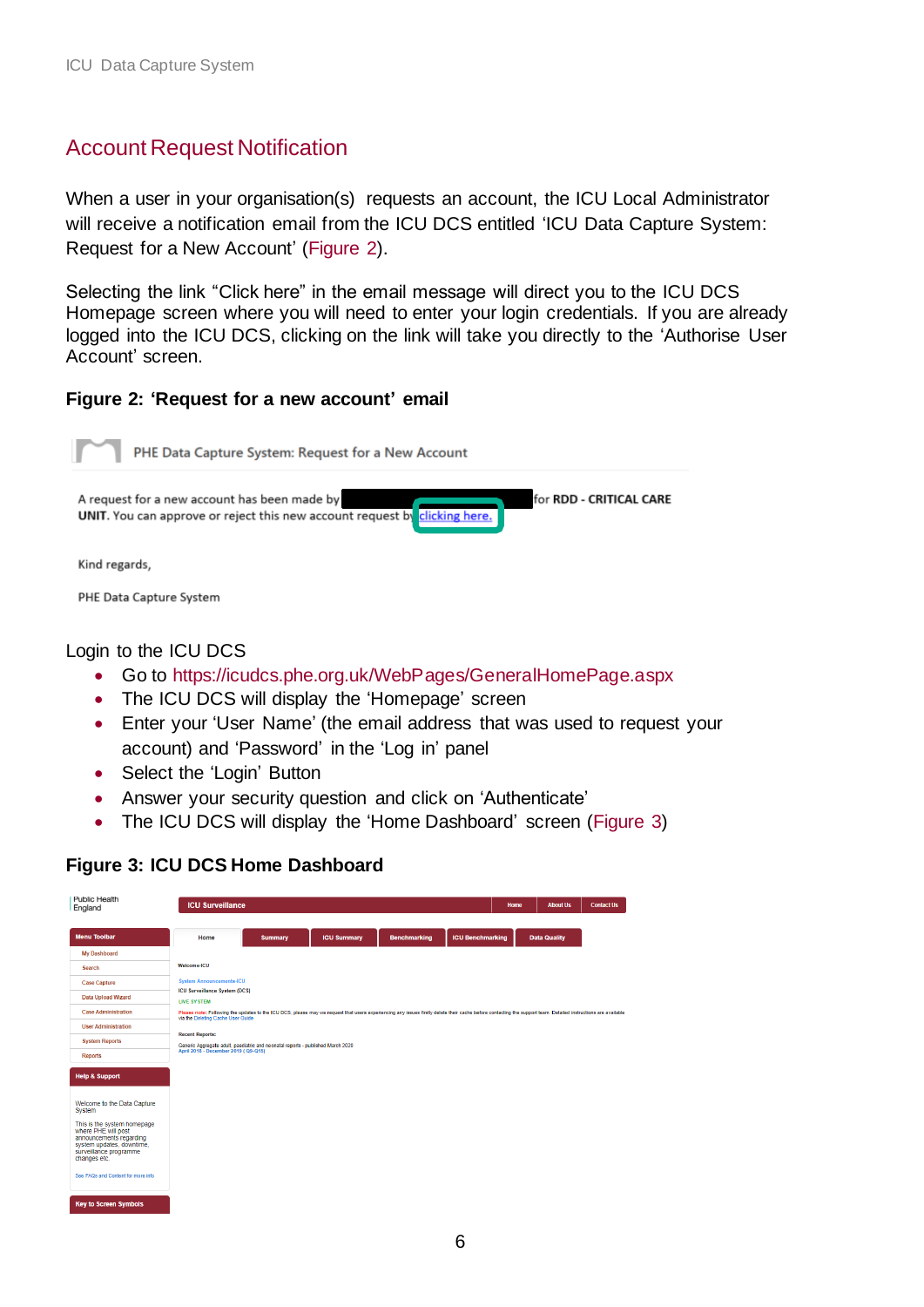## Account Request Notification

When a user in your organisation(s) requests an account, the ICU Local Administrator will receive a notification email from the ICU DCS entitled ‘ICU Data Capture System: Request for a New Account’ (Figure 2).

Selecting the link “Click here” in the email message will direct you to the ICU DCS Homepage screen where you will need to enter your login credentials. If you are already logged into the ICU DCS, clicking on the link will take you directly to the ‘Authorise User Account’ screen.

**Figure 2: ‘Request for a new account’ email**

PHE Data Capture System: Request for a New Account

A request for a new account has been made by [redacted] for **RDD - CRITICAL CARE UNIT**. You can approve or reject this new account request by clicking here.

Kind regards,

PHE Data Capture System

Login to the ICU DCS

- Go to https://icudcs.phe.org.uk/WebPages/GeneralHomePage.aspx
- The ICU DCS will display the ‘Homepage’ screen
- Enter your ‘User Name’ (the email address that was used to request your account) and ‘Password’ in the ‘Log in’ panel
- Select the ‘Login’ Button
- Answer your security question and click on ‘Authenticate’
- The ICU DCS will display the ‘Home Dashboard’ screen (Figure 3)

**Figure 3: ICU DCS Home Dashboard**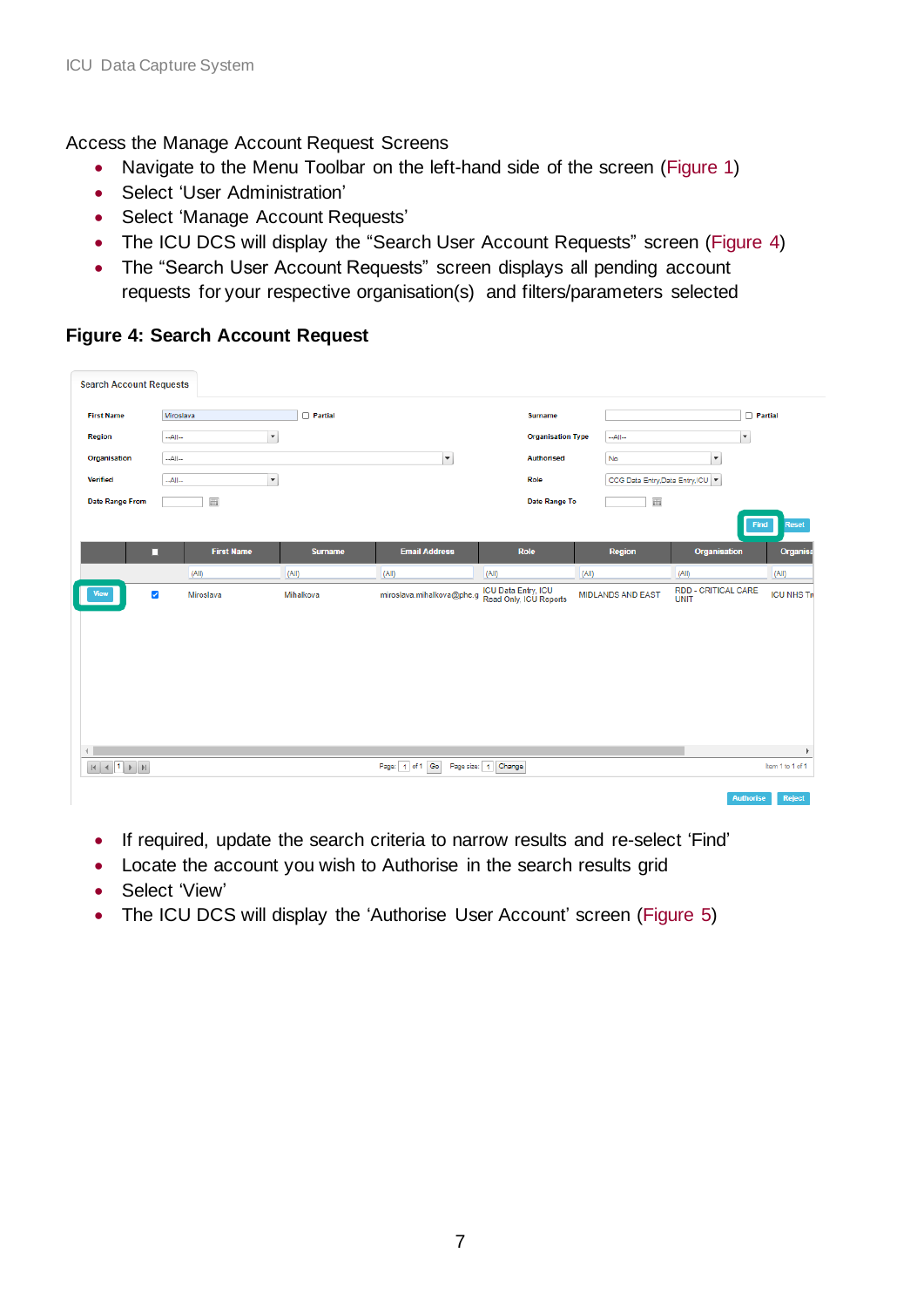Access the Manage Account Request Screens

- Navigate to the Menu Toolbar on the left-hand side of the screen (Figure 1)
- Select 'User Administration'
- Select 'Manage Account Requests'
- The ICU DCS will display the "Search User Account Requests" screen (Figure 4)
- The "Search User Account Requests" screen displays all pending account requests for your respective organisation(s) and filters/parameters selected

**Figure 4: Search Account Request**

- If required, update the search criteria to narrow results and re-select 'Find'
- Locate the account you wish to Authorise in the search results grid
- Select 'View'
- The ICU DCS will display the 'Authorise User Account' screen (Figure 5)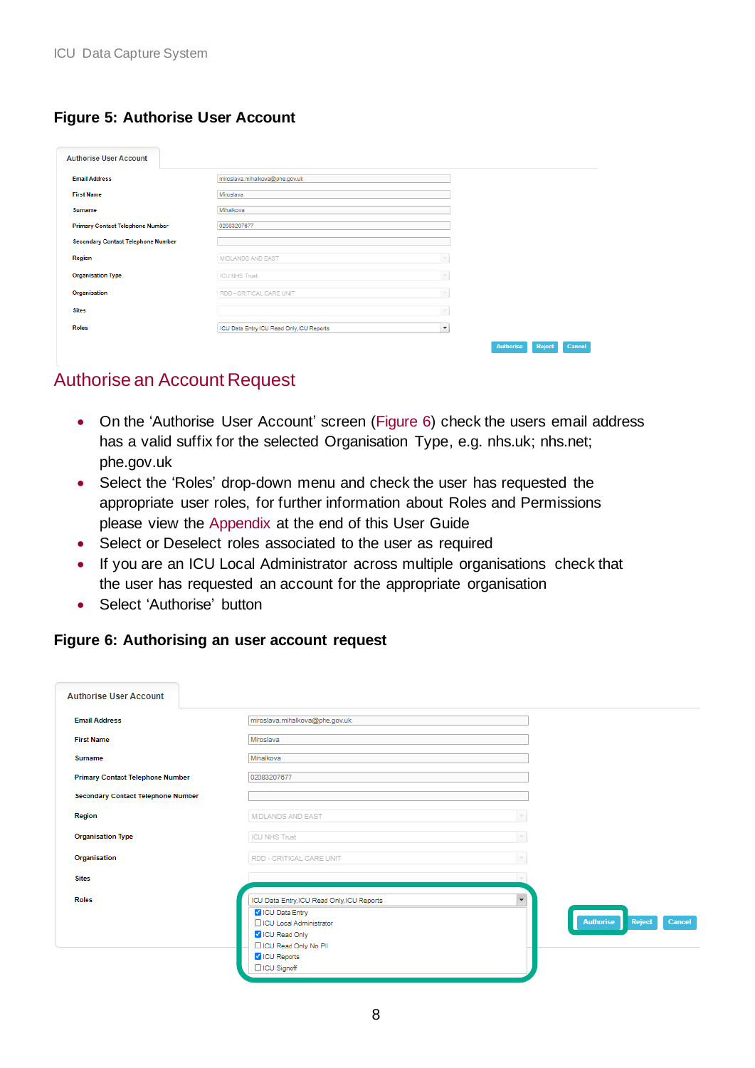**Figure 5: Authorise User Account**

## Authorise an Account Request

- On the 'Authorise User Account' screen (Figure 6) check the users email address has a valid suffix for the selected Organisation Type, e.g. nhs.uk; nhs.net; phe.gov.uk
- Select the 'Roles' drop-down menu and check the user has requested the appropriate user roles, for further information about Roles and Permissions please view the Appendix at the end of this User Guide
- Select or Deselect roles associated to the user as required
- If you are an ICU Local Administrator across multiple organisations check that the user has requested an account for the appropriate organisation
- Select 'Authorise' button

**Figure 6: Authorising an user account request**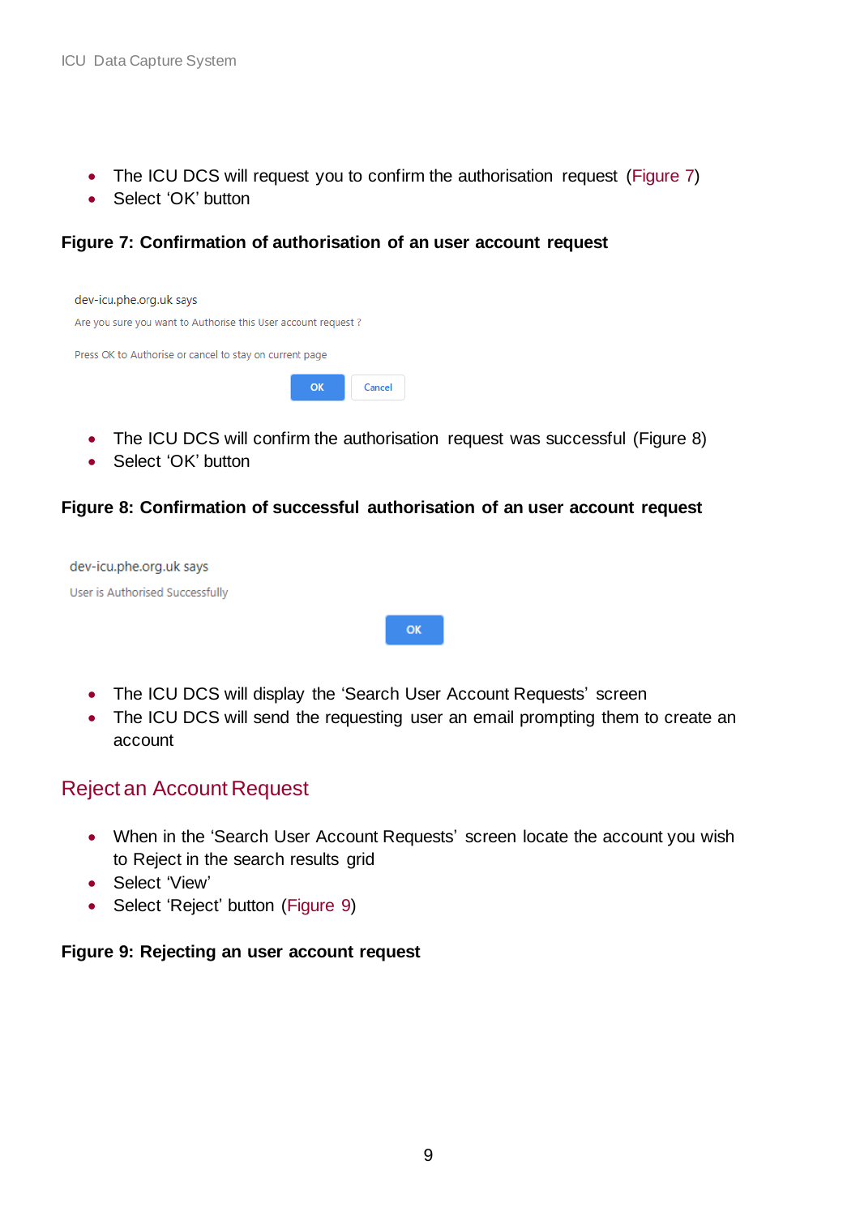- The ICU DCS will request you to confirm the authorisation request (Figure 7)
- Select 'OK' button

**Figure 7: Confirmation of authorisation of an user account request**

dev-icu.phe.org.uk says

Are you sure you want to Authorise this User account request ?

Press OK to Authorise or cancel to stay on current page

OK Cancel

- The ICU DCS will confirm the authorisation request was successful (Figure 8)
- Select 'OK' button

**Figure 8: Confirmation of successful authorisation of an user account request**

dev-icu.phe.org.uk says

User is Authorised Successfully

OK

- The ICU DCS will display the 'Search User Account Requests' screen
- The ICU DCS will send the requesting user an email prompting them to create an account

## Reject an Account Request

- When in the 'Search User Account Requests' screen locate the account you wish to Reject in the search results grid
- Select 'View'
- Select 'Reject' button (Figure 9)

**Figure 9: Rejecting an user account request**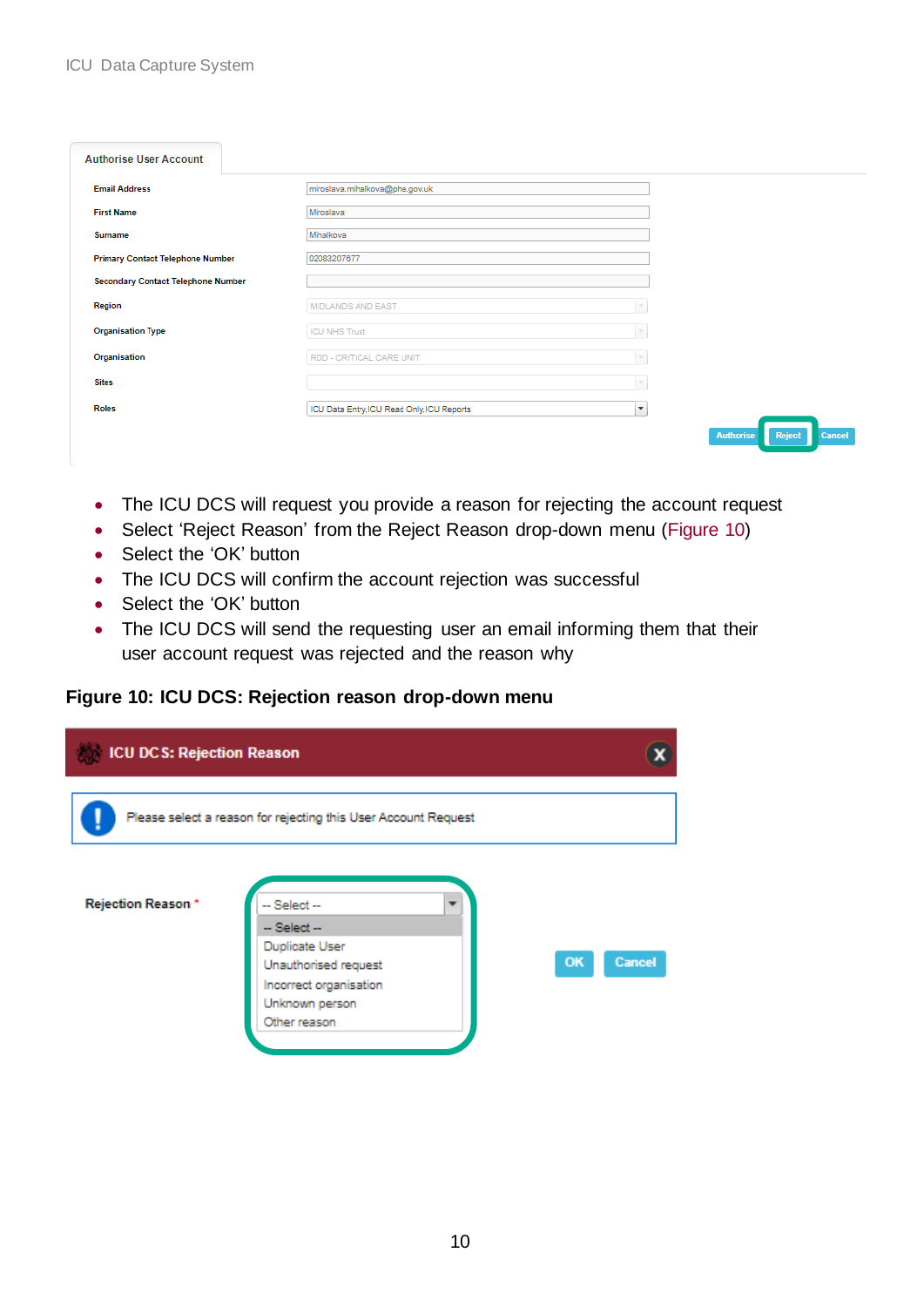- The ICU DCS will request you provide a reason for rejecting the account request
- Select 'Reject Reason' from the Reject Reason drop-down menu (Figure 10)
- Select the 'OK' button
- The ICU DCS will confirm the account rejection was successful
- Select the 'OK' button
- The ICU DCS will send the requesting user an email informing them that their user account request was rejected and the reason why

**Figure 10: ICU DCS: Rejection reason drop-down menu**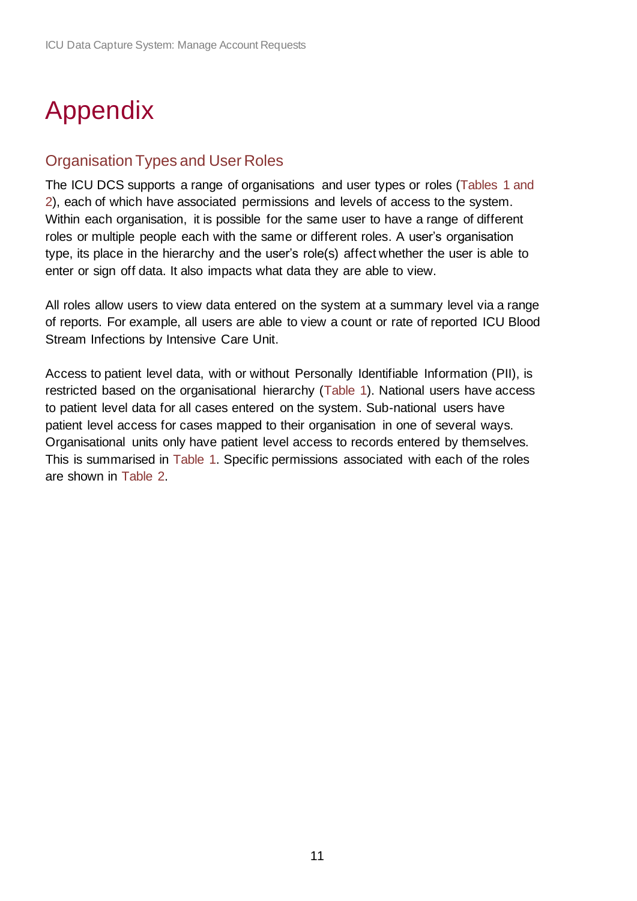# Appendix

## Organisation Types and User Roles

The ICU DCS supports a range of organisations and user types or roles (Tables 1 and 2), each of which have associated permissions and levels of access to the system. Within each organisation, it is possible for the same user to have a range of different roles or multiple people each with the same or different roles. A user's organisation type, its place in the hierarchy and the user's role(s) affect whether the user is able to enter or sign off data. It also impacts what data they are able to view.

All roles allow users to view data entered on the system at a summary level via a range of reports. For example, all users are able to view a count or rate of reported ICU Blood Stream Infections by Intensive Care Unit.

Access to patient level data, with or without Personally Identifiable Information (PII), is restricted based on the organisational hierarchy (Table 1). National users have access to patient level data for all cases entered on the system. Sub-national users have patient level access for cases mapped to their organisation in one of several ways. Organisational units only have patient level access to records entered by themselves. This is summarised in Table 1. Specific permissions associated with each of the roles are shown in Table 2.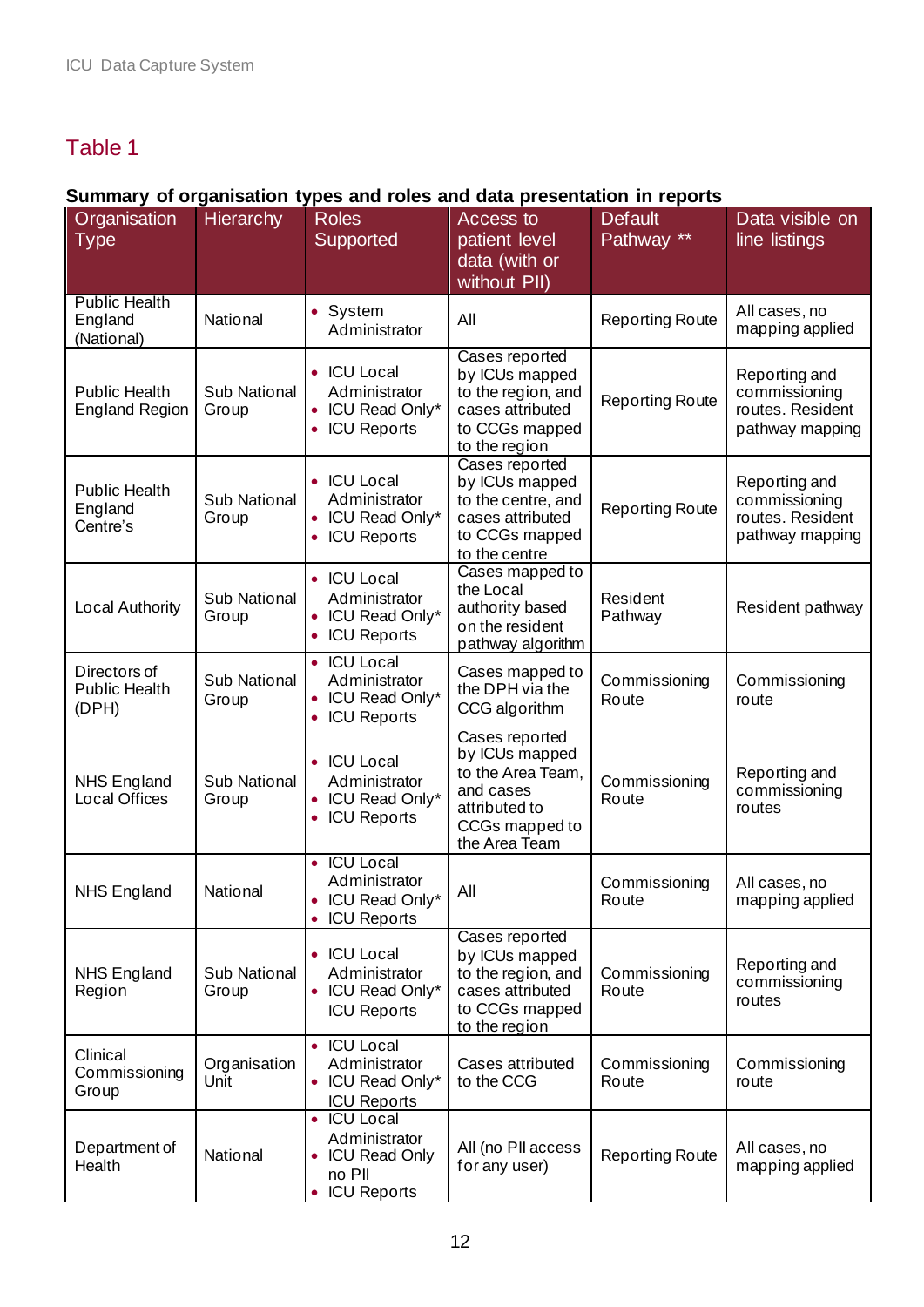## Table 1

**Summary of organisation types and roles and data presentation in reports**

| Organisation Type | Hierarchy | Roles Supported | Access to patient level data (with or without PII) | Default Pathway ** | Data visible on line listings |
|---|---|---|---|---|---|
| Public Health England (National) | National | • System Administrator | All | Reporting Route | All cases, no mapping applied |
| Public Health England Region | Sub National Group | • ICU Local Administrator<br>• ICU Read Only*<br>• ICU Reports | Cases reported by ICUs mapped to the region, and cases attributed to CCGs mapped to the region | Reporting Route | Reporting and commissioning routes. Resident pathway mapping |
| Public Health England Centre's | Sub National Group | • ICU Local Administrator<br>• ICU Read Only*<br>• ICU Reports | Cases reported by ICUs mapped to the centre, and cases attributed to CCGs mapped to the centre | Reporting Route | Reporting and commissioning routes. Resident pathway mapping |
| Local Authority | Sub National Group | • ICU Local Administrator<br>• ICU Read Only*<br>• ICU Reports | Cases mapped to the Local authority based on the resident pathway algorithm | Resident Pathway | Resident pathway |
| Directors of Public Health (DPH) | Sub National Group | • ICU Local Administrator<br>• ICU Read Only*<br>• ICU Reports | Cases mapped to the DPH via the CCG algorithm | Commissioning Route | Commissioning route |
| NHS England Local Offices | Sub National Group | • ICU Local Administrator<br>• ICU Read Only*<br>• ICU Reports | Cases reported by ICUs mapped to the Area Team, and cases attributed to CCGs mapped to the Area Team | Commissioning Route | Reporting and commissioning routes |
| NHS England | National | • ICU Local Administrator<br>• ICU Read Only*<br>• ICU Reports | All | Commissioning Route | All cases, no mapping applied |
| NHS England Region | Sub National Group | • ICU Local Administrator<br>• ICU Read Only* ICU Reports | Cases reported by ICUs mapped to the region, and cases attributed to CCGs mapped to the region | Commissioning Route | Reporting and commissioning routes |
| Clinical Commissioning Group | Organisation Unit | • ICU Local Administrator<br>• ICU Read Only* ICU Reports | Cases attributed to the CCG | Commissioning Route | Commissioning route |
| Department of Health | National | • ICU Local Administrator<br>• ICU Read Only no PII<br>• ICU Reports | All (no PII access for any user) | Reporting Route | All cases, no mapping applied |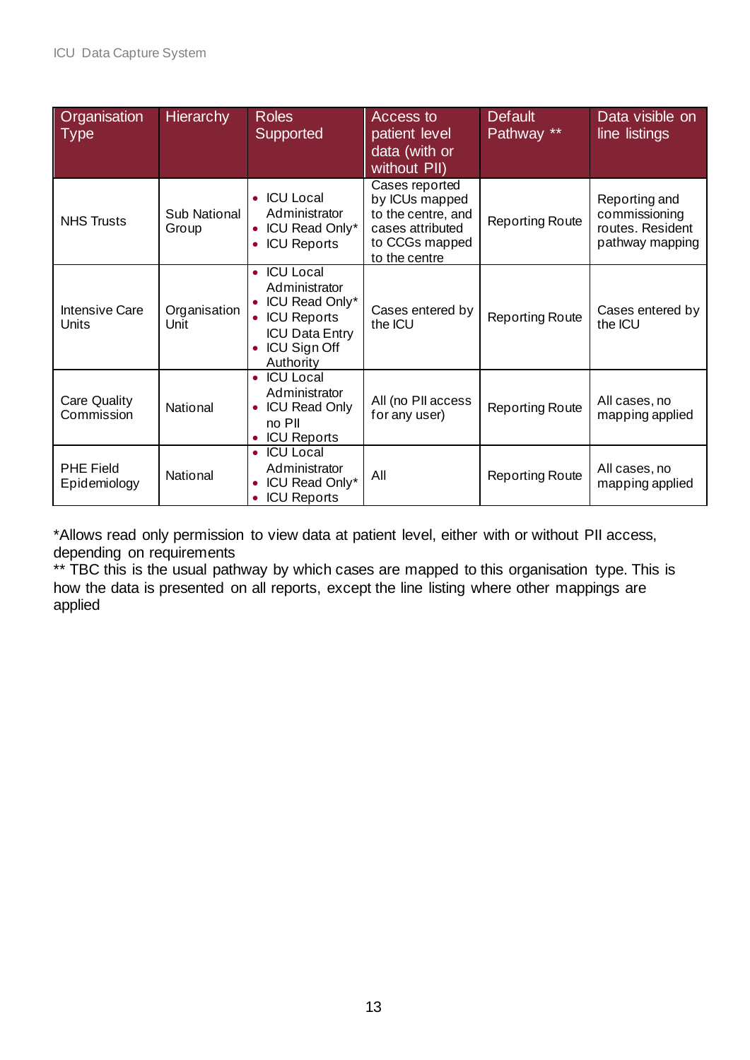| Organisation Type | Hierarchy | Roles Supported | Access to patient level data (with or without PII) | Default Pathway ** | Data visible on line listings |
|---|---|---|---|---|---|
| NHS Trusts | Sub National Group | • ICU Local Administrator<br>• ICU Read Only*<br>• ICU Reports | Cases reported by ICUs mapped to the centre, and cases attributed to CCGs mapped to the centre | Reporting Route | Reporting and commissioning routes. Resident pathway mapping |
| Intensive Care Units | Organisation Unit | • ICU Local Administrator<br>• ICU Read Only*<br>• ICU Reports<br>ICU Data Entry<br>• ICU Sign Off Authority | Cases entered by the ICU | Reporting Route | Cases entered by the ICU |
| Care Quality Commission | National | • ICU Local Administrator<br>• ICU Read Only no PII<br>• ICU Reports | All (no PII access for any user) | Reporting Route | All cases, no mapping applied |
| PHE Field Epidemiology | National | • ICU Local Administrator<br>• ICU Read Only*<br>• ICU Reports | All | Reporting Route | All cases, no mapping applied |

*Allows read only permission to view data at patient level, either with or without PII access, depending on requirements

** TBC this is the usual pathway by which cases are mapped to this organisation type. This is how the data is presented on all reports, except the line listing where other mappings are applied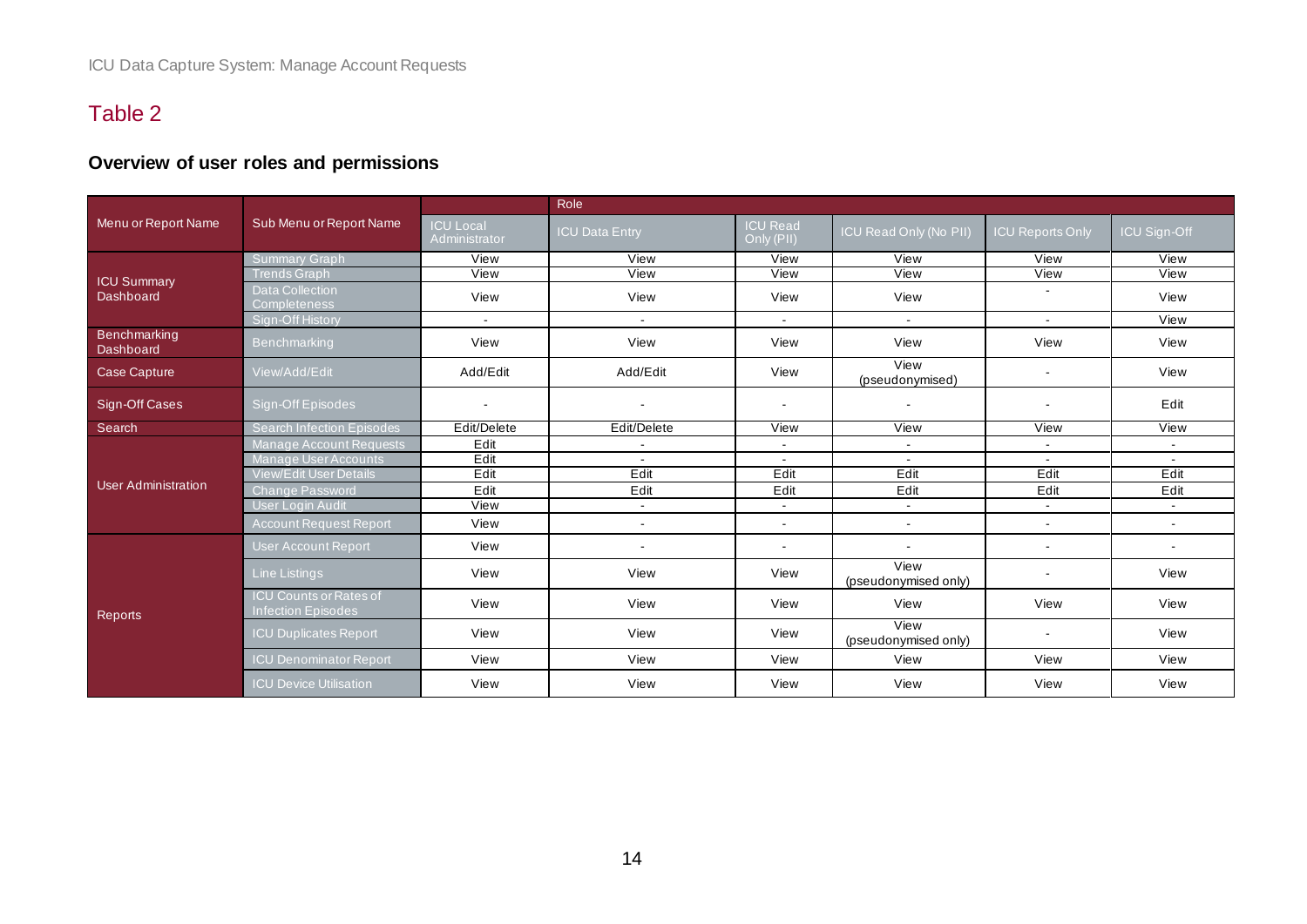## Table 2

### Overview of user roles and permissions

| Menu or Report Name | Sub Menu or Report Name | Role | | | | | |
|---|---|---|---|---|---|---|---|
| | | ICU Local Administrator | ICU Data Entry | ICU Read Only (PII) | ICU Read Only (No PII) | ICU Reports Only | ICU Sign-Off |
| ICU Summary Dashboard | Summary Graph | View | View | View | View | View | View |
| | Trends Graph | View | View | View | View | View | View |
| | Data Collection Completeness | View | View | View | View | - | View |
| | Sign-Off History | - | - | - | - | - | View |
| Benchmarking Dashboard | Benchmarking | View | View | View | View | View | View |
| Case Capture | View/Add/Edit | Add/Edit | Add/Edit | View | View (pseudonymised) | - | View |
| Sign-Off Cases | Sign-Off Episodes | - | - | - | - | - | Edit |
| Search | Search Infection Episodes | Edit/Delete | Edit/Delete | View | View | View | View |
| User Administration | Manage Account Requests | Edit | - | - | - | - | - |
| | Manage User Accounts | Edit | - | - | - | - | - |
| | View/Edit User Details | Edit | Edit | Edit | Edit | Edit | Edit |
| | Change Password | Edit | Edit | Edit | Edit | Edit | Edit |
| | User Login Audit | View | - | - | - | - | - |
| | Account Request Report | View | - | - | - | - | - |
| Reports | User Account Report | View | - | - | - | - | - |
| | Line Listings | View | View | View | View (pseudonymised only) | - | View |
| | ICU Counts or Rates of Infection Episodes | View | View | View | View | View | View |
| | ICU Duplicates Report | View | View | View | View (pseudonymised only) | - | View |
| | ICU Denominator Report | View | View | View | View | View | View |
| | ICU Device Utilisation | View | View | View | View | View | View |